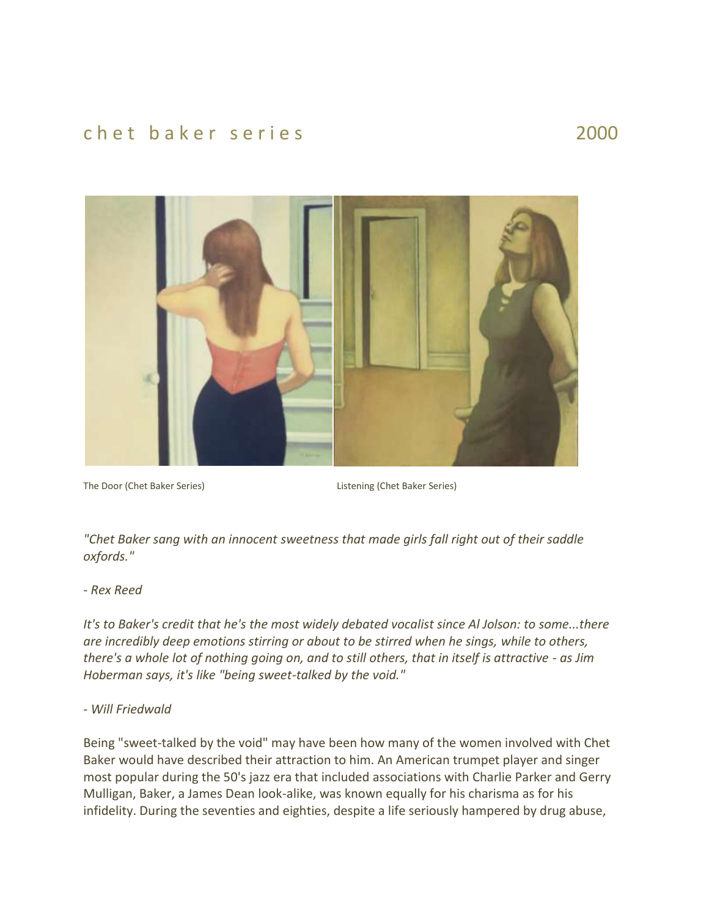# chet baker series 2000

The Door (Chet Baker Series)

Listening (Chet Baker Series)

*"Chet Baker sang with an innocent sweetness that made girls fall right out of their saddle oxfords."*

*- Rex Reed*

*It's to Baker's credit that he's the most widely debated vocalist since Al Jolson: to some...there are incredibly deep emotions stirring or about to be stirred when he sings, while to others, there's a whole lot of nothing going on, and to still others, that in itself is attractive - as Jim Hoberman says, it's like "being sweet-talked by the void."*

*- Will Friedwald*

Being "sweet-talked by the void" may have been how many of the women involved with Chet Baker would have described their attraction to him. An American trumpet player and singer most popular during the 50's jazz era that included associations with Charlie Parker and Gerry Mulligan, Baker, a James Dean look-alike, was known equally for his charisma as for his infidelity. During the seventies and eighties, despite a life seriously hampered by drug abuse,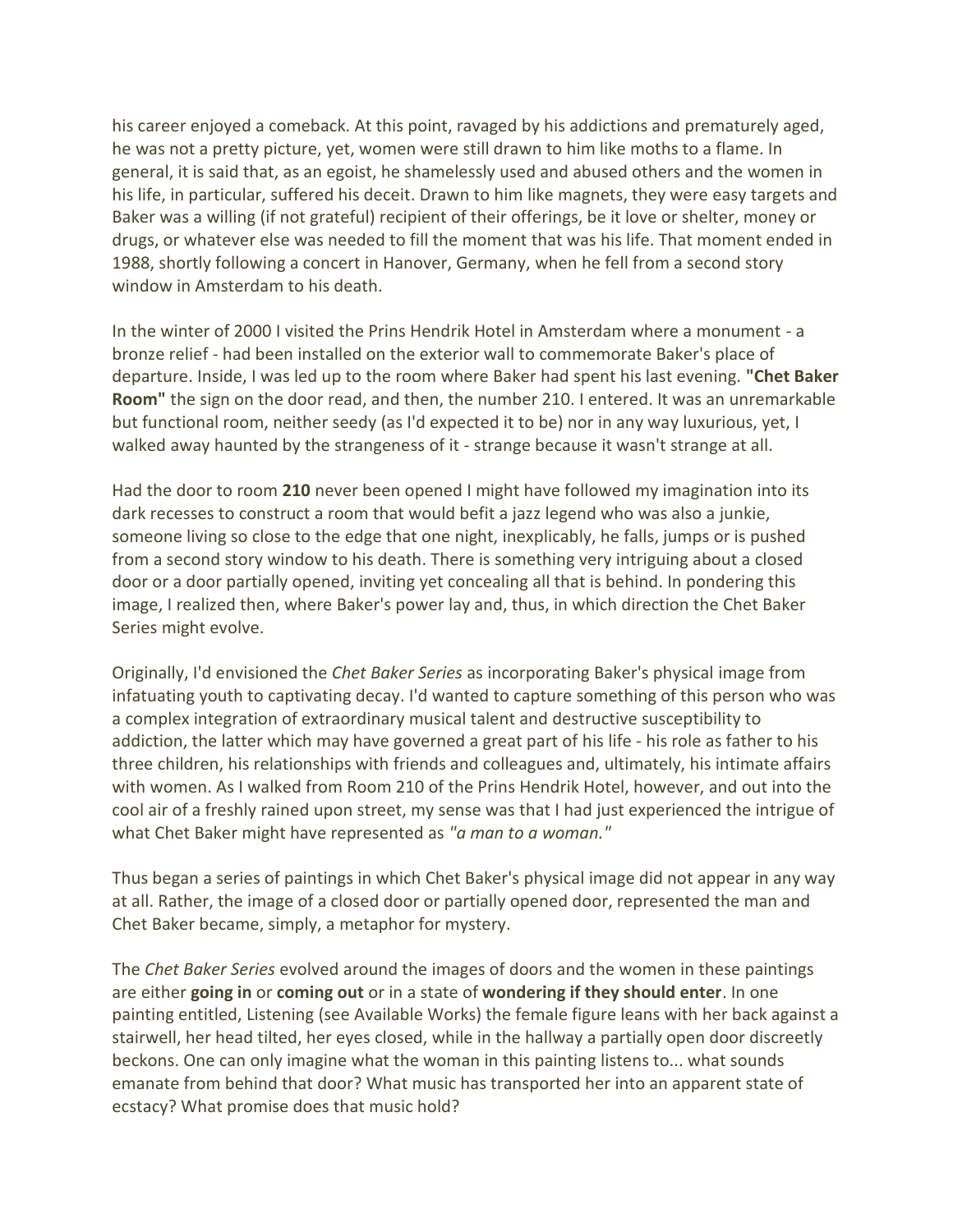his career enjoyed a comeback. At this point, ravaged by his addictions and prematurely aged, he was not a pretty picture, yet, women were still drawn to him like moths to a flame. In general, it is said that, as an egoist, he shamelessly used and abused others and the women in his life, in particular, suffered his deceit. Drawn to him like magnets, they were easy targets and Baker was a willing (if not grateful) recipient of their offerings, be it love or shelter, money or drugs, or whatever else was needed to fill the moment that was his life. That moment ended in 1988, shortly following a concert in Hanover, Germany, when he fell from a second story window in Amsterdam to his death.

In the winter of 2000 I visited the Prins Hendrik Hotel in Amsterdam where a monument - a bronze relief - had been installed on the exterior wall to commemorate Baker's place of departure. Inside, I was led up to the room where Baker had spent his last evening. **"Chet Baker Room"** the sign on the door read, and then, the number 210. I entered. It was an unremarkable but functional room, neither seedy (as I'd expected it to be) nor in any way luxurious, yet, I walked away haunted by the strangeness of it - strange because it wasn't strange at all.

Had the door to room **210** never been opened I might have followed my imagination into its dark recesses to construct a room that would befit a jazz legend who was also a junkie, someone living so close to the edge that one night, inexplicably, he falls, jumps or is pushed from a second story window to his death. There is something very intriguing about a closed door or a door partially opened, inviting yet concealing all that is behind. In pondering this image, I realized then, where Baker's power lay and, thus, in which direction the Chet Baker Series might evolve.

Originally, I'd envisioned the *Chet Baker Series* as incorporating Baker's physical image from infatuating youth to captivating decay. I'd wanted to capture something of this person who was a complex integration of extraordinary musical talent and destructive susceptibility to addiction, the latter which may have governed a great part of his life - his role as father to his three children, his relationships with friends and colleagues and, ultimately, his intimate affairs with women. As I walked from Room 210 of the Prins Hendrik Hotel, however, and out into the cool air of a freshly rained upon street, my sense was that I had just experienced the intrigue of what Chet Baker might have represented as *"a man to a woman."*

Thus began a series of paintings in which Chet Baker's physical image did not appear in any way at all. Rather, the image of a closed door or partially opened door, represented the man and Chet Baker became, simply, a metaphor for mystery.

The *Chet Baker Series* evolved around the images of doors and the women in these paintings are either **going in** or **coming out** or in a state of **wondering if they should enter**. In one painting entitled, Listening (see Available Works) the female figure leans with her back against a stairwell, her head tilted, her eyes closed, while in the hallway a partially open door discreetly beckons. One can only imagine what the woman in this painting listens to... what sounds emanate from behind that door? What music has transported her into an apparent state of ecstacy? What promise does that music hold?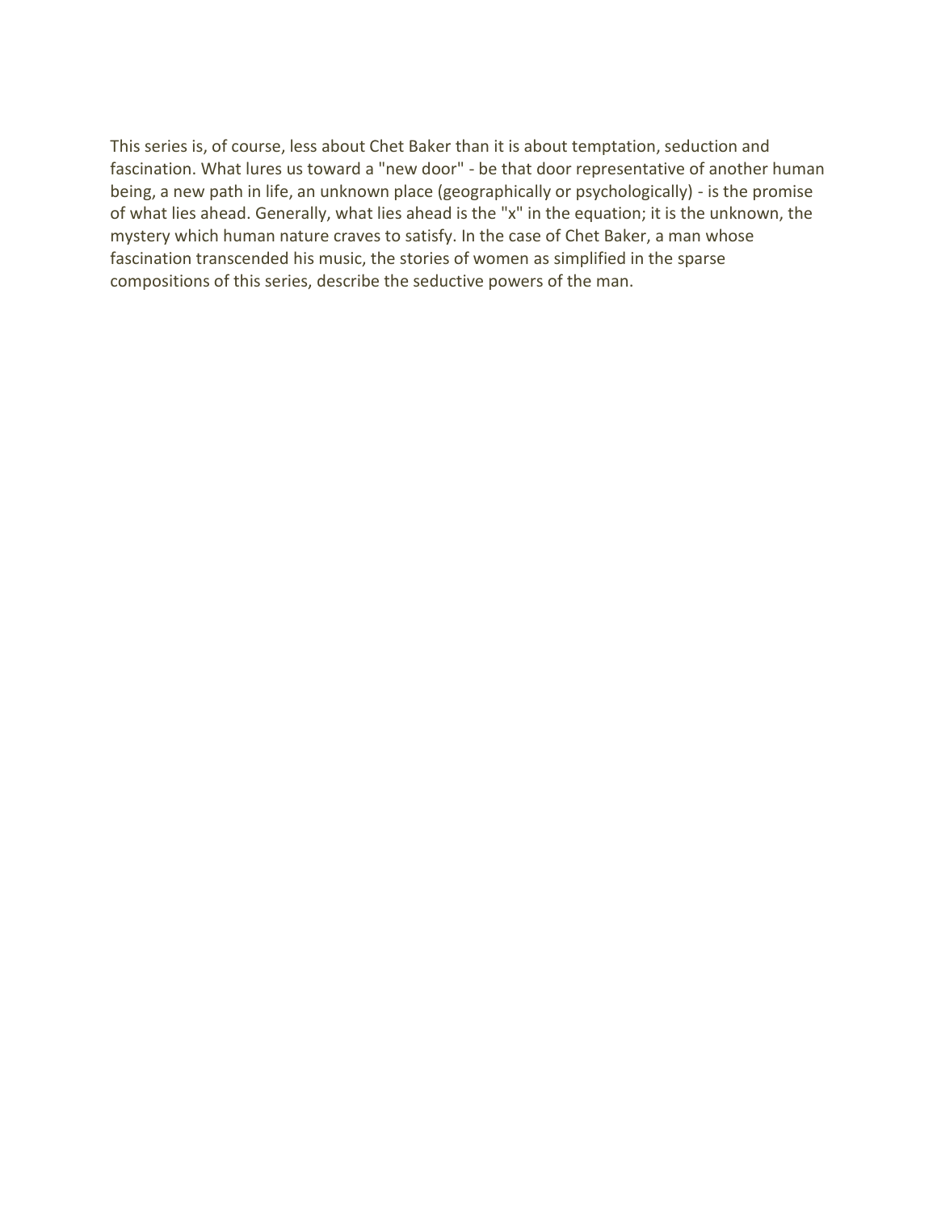This series is, of course, less about Chet Baker than it is about temptation, seduction and fascination. What lures us toward a "new door" - be that door representative of another human being, a new path in life, an unknown place (geographically or psychologically) - is the promise of what lies ahead. Generally, what lies ahead is the "x" in the equation; it is the unknown, the mystery which human nature craves to satisfy. In the case of Chet Baker, a man whose fascination transcended his music, the stories of women as simplified in the sparse compositions of this series, describe the seductive powers of the man.